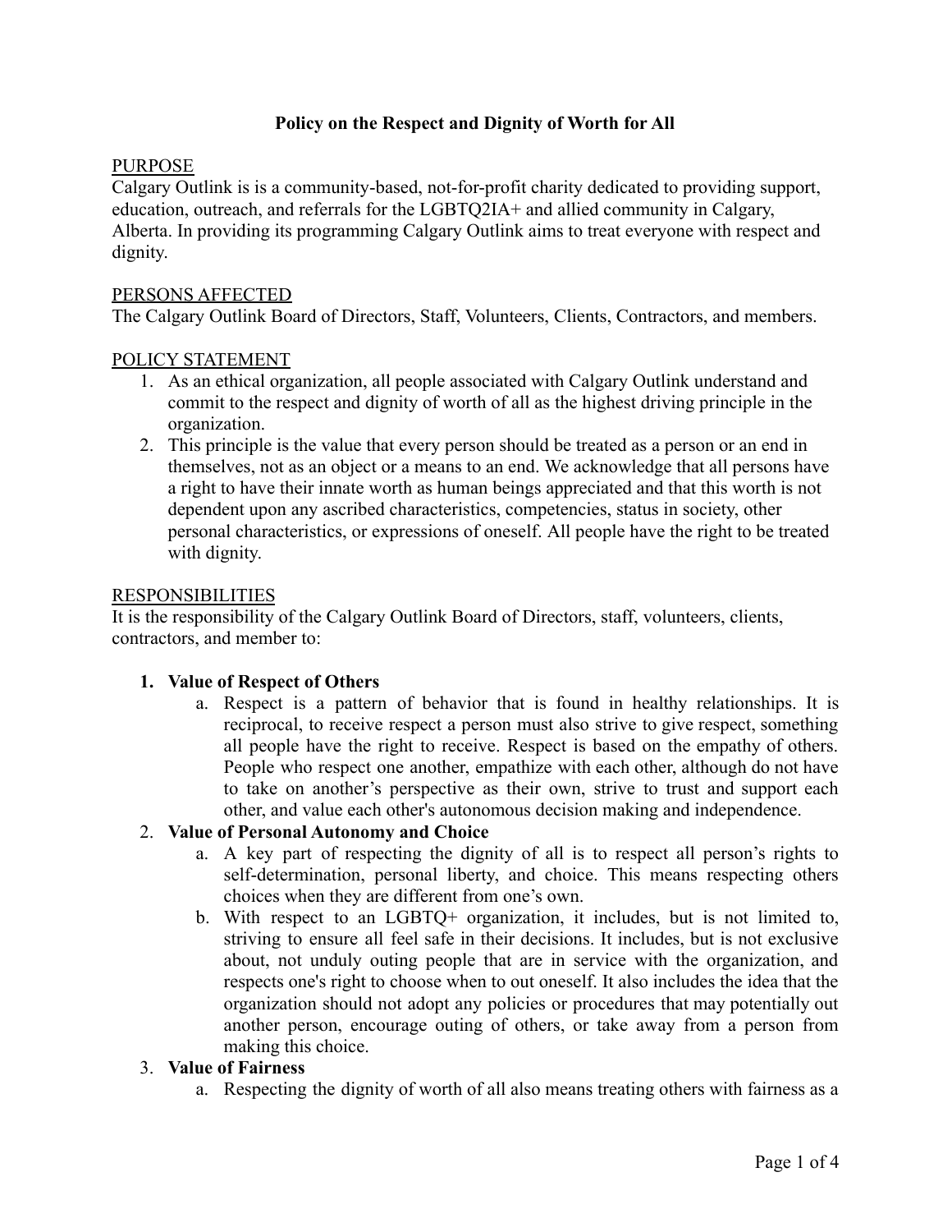# Policy on the Respect and Dignity of Worth for All

## PURPOSE

Calgary Outlink is is a community-based, not-for-profit charity dedicated to providing support, education, outreach, and referrals for the LGBTQ2IA+ and allied community in Calgary, Alberta. In providing its programming Calgary Outlink aims to treat everyone with respect and dignity.

## PERSONS AFFECTED

The Calgary Outlink Board of Directors, Staff, Volunteers, Clients, Contractors, and members.

## POLICY STATEMENT

1. As an ethical organization, all people associated with Calgary Outlink understand and commit to the respect and dignity of worth of all as the highest driving principle in the organization.
2. This principle is the value that every person should be treated as a person or an end in themselves, not as an object or a means to an end. We acknowledge that all persons have a right to have their innate worth as human beings appreciated and that this worth is not dependent upon any ascribed characteristics, competencies, status in society, other personal characteristics, or expressions of oneself. All people have the right to be treated with dignity.

## RESPONSIBILITIES

It is the responsibility of the Calgary Outlink Board of Directors, staff, volunteers, clients, contractors, and member to:

1. **Value of Respect of Others**
   a. Respect is a pattern of behavior that is found in healthy relationships. It is reciprocal, to receive respect a person must also strive to give respect, something all people have the right to receive. Respect is based on the empathy of others. People who respect one another, empathize with each other, although do not have to take on another's perspective as their own, strive to trust and support each other, and value each other's autonomous decision making and independence.
2. **Value of Personal Autonomy and Choice**
   a. A key part of respecting the dignity of all is to respect all person's rights to self-determination, personal liberty, and choice. This means respecting others choices when they are different from one's own.
   b. With respect to an LGBTQ+ organization, it includes, but is not limited to, striving to ensure all feel safe in their decisions. It includes, but is not exclusive about, not unduly outing people that are in service with the organization, and respects one's right to choose when to out oneself. It also includes the idea that the organization should not adopt any policies or procedures that may potentially out another person, encourage outing of others, or take away from a person from making this choice.
3. **Value of Fairness**
   a. Respecting the dignity of worth of all also means treating others with fairness as a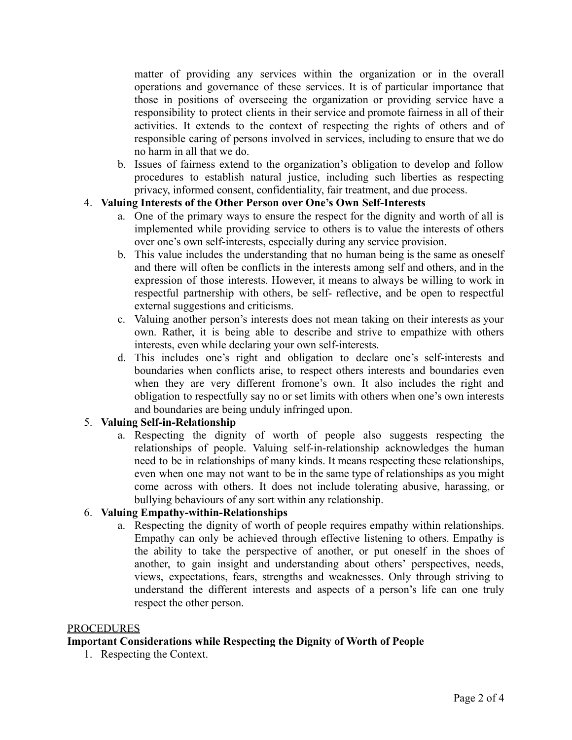matter of providing any services within the organization or in the overall operations and governance of these services. It is of particular importance that those in positions of overseeing the organization or providing service have a responsibility to protect clients in their service and promote fairness in all of their activities. It extends to the context of respecting the rights of others and of responsible caring of persons involved in services, including to ensure that we do no harm in all that we do.

   b. Issues of fairness extend to the organization's obligation to develop and follow procedures to establish natural justice, including such liberties as respecting privacy, informed consent, confidentiality, fair treatment, and due process.

4. **Valuing Interests of the Other Person over One's Own Self-Interests**
   a. One of the primary ways to ensure the respect for the dignity and worth of all is implemented while providing service to others is to value the interests of others over one's own self-interests, especially during any service provision.
   b. This value includes the understanding that no human being is the same as oneself and there will often be conflicts in the interests among self and others, and in the expression of those interests. However, it means to always be willing to work in respectful partnership with others, be self- reflective, and be open to respectful external suggestions and criticisms.
   c. Valuing another person's interests does not mean taking on their interests as your own. Rather, it is being able to describe and strive to empathize with others interests, even while declaring your own self-interests.
   d. This includes one's right and obligation to declare one's self-interests and boundaries when conflicts arise, to respect others interests and boundaries even when they are very different fromone's own. It also includes the right and obligation to respectfully say no or set limits with others when one's own interests and boundaries are being unduly infringed upon.

5. **Valuing Self-in-Relationship**
   a. Respecting the dignity of worth of people also suggests respecting the relationships of people. Valuing self-in-relationship acknowledges the human need to be in relationships of many kinds. It means respecting these relationships, even when one may not want to be in the same type of relationships as you might come across with others. It does not include tolerating abusive, harassing, or bullying behaviours of any sort within any relationship.

6. **Valuing Empathy-within-Relationships**
   a. Respecting the dignity of worth of people requires empathy within relationships. Empathy can only be achieved through effective listening to others. Empathy is the ability to take the perspective of another, or put oneself in the shoes of another, to gain insight and understanding about others' perspectives, needs, views, expectations, fears, strengths and weaknesses. Only through striving to understand the different interests and aspects of a person's life can one truly respect the other person.

<u>PROCEDURES</u>

**Important Considerations while Respecting the Dignity of Worth of People**

1. Respecting the Context.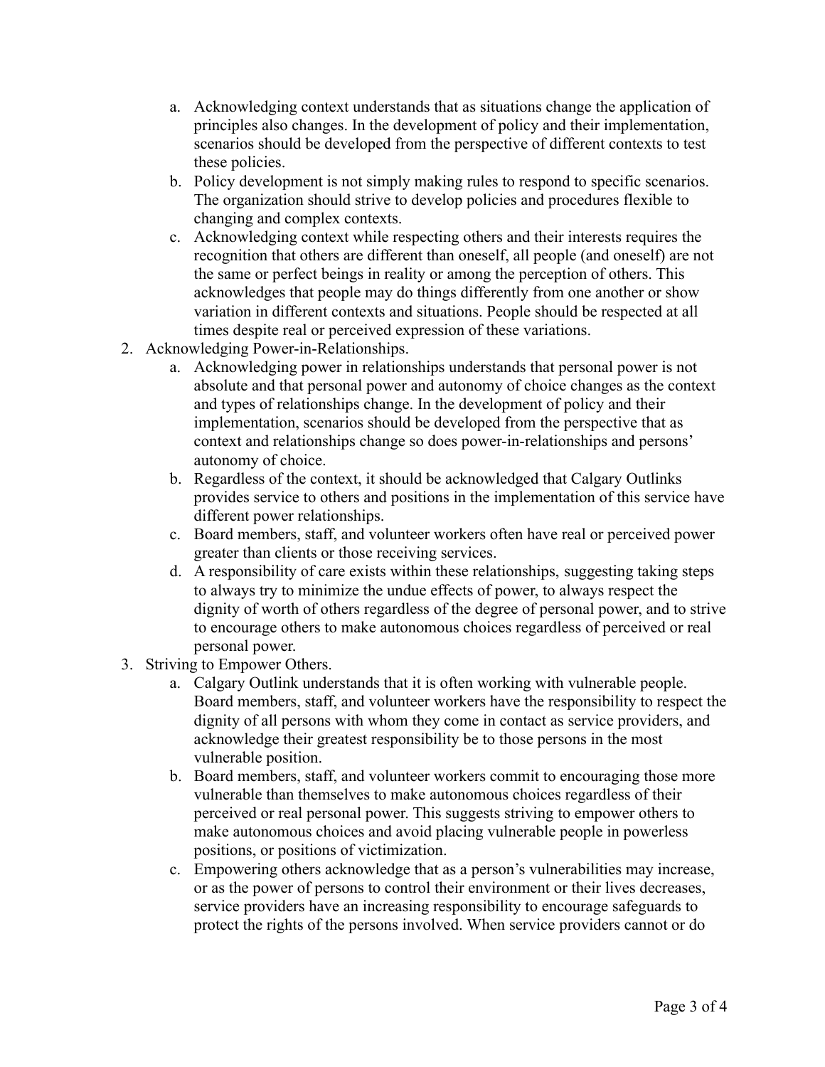a. Acknowledging context understands that as situations change the application of principles also changes. In the development of policy and their implementation, scenarios should be developed from the perspective of different contexts to test these policies.
   b. Policy development is not simply making rules to respond to specific scenarios. The organization should strive to develop policies and procedures flexible to changing and complex contexts.
   c. Acknowledging context while respecting others and their interests requires the recognition that others are different than oneself, all people (and oneself) are not the same or perfect beings in reality or among the perception of others. This acknowledges that people may do things differently from one another or show variation in different contexts and situations. People should be respected at all times despite real or perceived expression of these variations.

2. Acknowledging Power-in-Relationships.
   a. Acknowledging power in relationships understands that personal power is not absolute and that personal power and autonomy of choice changes as the context and types of relationships change. In the development of policy and their implementation, scenarios should be developed from the perspective that as context and relationships change so does power-in-relationships and persons' autonomy of choice.
   b. Regardless of the context, it should be acknowledged that Calgary Outlinks provides service to others and positions in the implementation of this service have different power relationships.
   c. Board members, staff, and volunteer workers often have real or perceived power greater than clients or those receiving services.
   d. A responsibility of care exists within these relationships, suggesting taking steps to always try to minimize the undue effects of power, to always respect the dignity of worth of others regardless of the degree of personal power, and to strive to encourage others to make autonomous choices regardless of perceived or real personal power.

3. Striving to Empower Others.
   a. Calgary Outlink understands that it is often working with vulnerable people. Board members, staff, and volunteer workers have the responsibility to respect the dignity of all persons with whom they come in contact as service providers, and acknowledge their greatest responsibility be to those persons in the most vulnerable position.
   b. Board members, staff, and volunteer workers commit to encouraging those more vulnerable than themselves to make autonomous choices regardless of their perceived or real personal power. This suggests striving to empower others to make autonomous choices and avoid placing vulnerable people in powerless positions, or positions of victimization.
   c. Empowering others acknowledge that as a person's vulnerabilities may increase, or as the power of persons to control their environment or their lives decreases, service providers have an increasing responsibility to encourage safeguards to protect the rights of the persons involved. When service providers cannot or do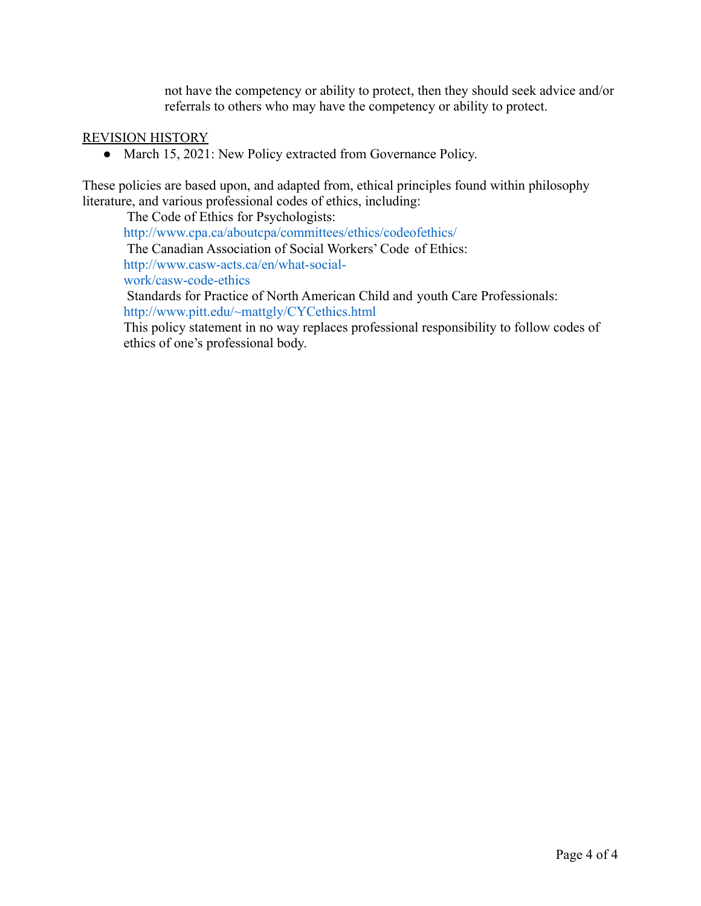not have the competency or ability to protect, then they should seek advice and/or referrals to others who may have the competency or ability to protect.

REVISION HISTORY

- March 15, 2021: New Policy extracted from Governance Policy.

These policies are based upon, and adapted from, ethical principles found within philosophy literature, and various professional codes of ethics, including:

The Code of Ethics for Psychologists:
http://www.cpa.ca/aboutcpa/committees/ethics/codeofethics/

The Canadian Association of Social Workers' Code of Ethics:
http://www.casw-acts.ca/en/what-social-work/casw-code-ethics

Standards for Practice of North American Child and youth Care Professionals:
http://www.pitt.edu/~mattgly/CYCethics.html

This policy statement in no way replaces professional responsibility to follow codes of ethics of one's professional body.